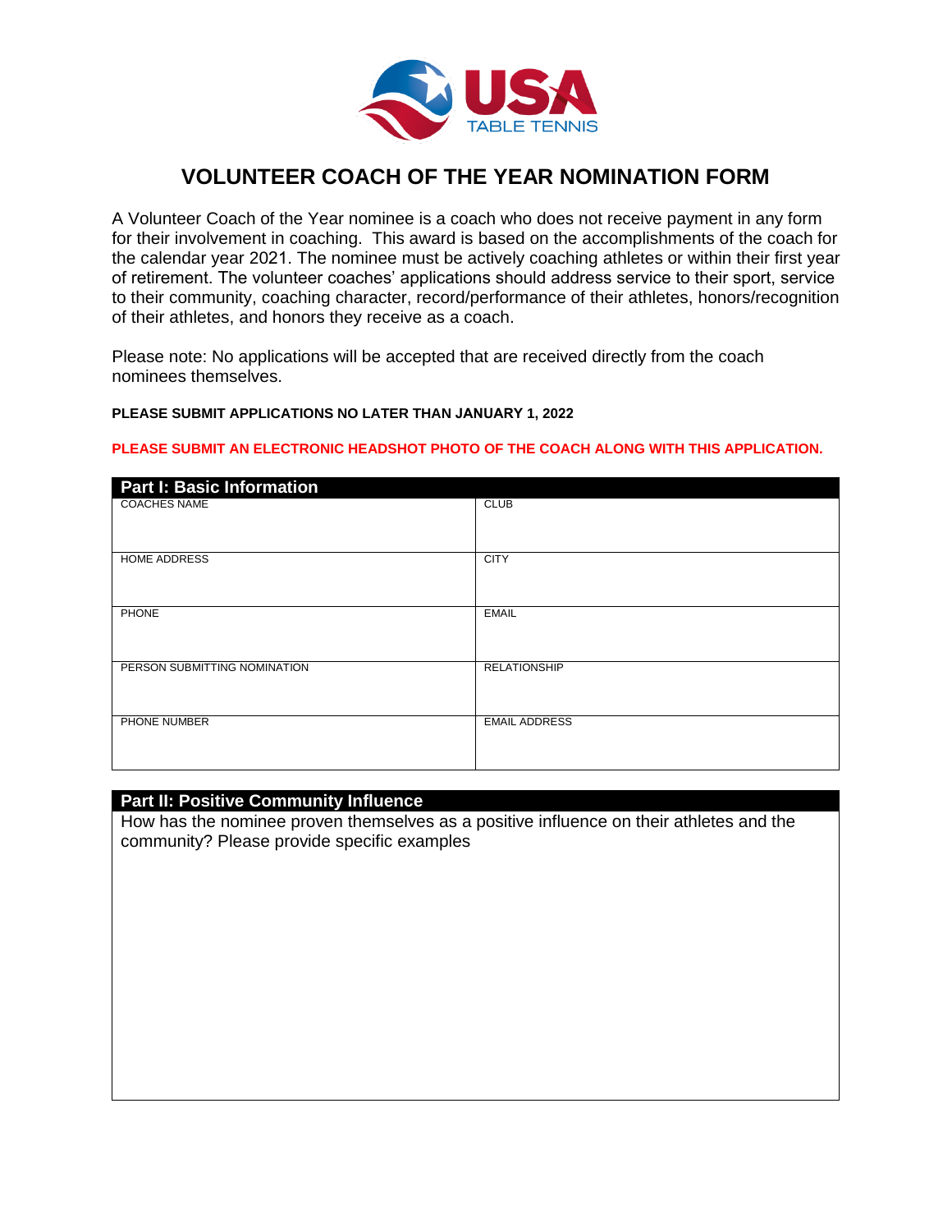USA TABLE TENNIS

# VOLUNTEER COACH OF THE YEAR NOMINATION FORM

A Volunteer Coach of the Year nominee is a coach who does not receive payment in any form for their involvement in coaching. This award is based on the accomplishments of the coach for the calendar year 2021. The nominee must be actively coaching athletes or within their first year of retirement. The volunteer coaches' applications should address service to their sport, service to their community, coaching character, record/performance of their athletes, honors/recognition of their athletes, and honors they receive as a coach.

Please note: No applications will be accepted that are received directly from the coach nominees themselves.

**PLEASE SUBMIT APPLICATIONS NO LATER THAN JANUARY 1, 2022**

**PLEASE SUBMIT AN ELECTRONIC HEADSHOT PHOTO OF THE COACH ALONG WITH THIS APPLICATION.**

## Part I: Basic Information

| COACHES NAME | CLUB |
|---|---|
| HOME ADDRESS | CITY |
| PHONE | EMAIL |
| PERSON SUBMITTING NOMINATION | RELATIONSHIP |
| PHONE NUMBER | EMAIL ADDRESS |

## Part II: Positive Community Influence

How has the nominee proven themselves as a positive influence on their athletes and the community? Please provide specific examples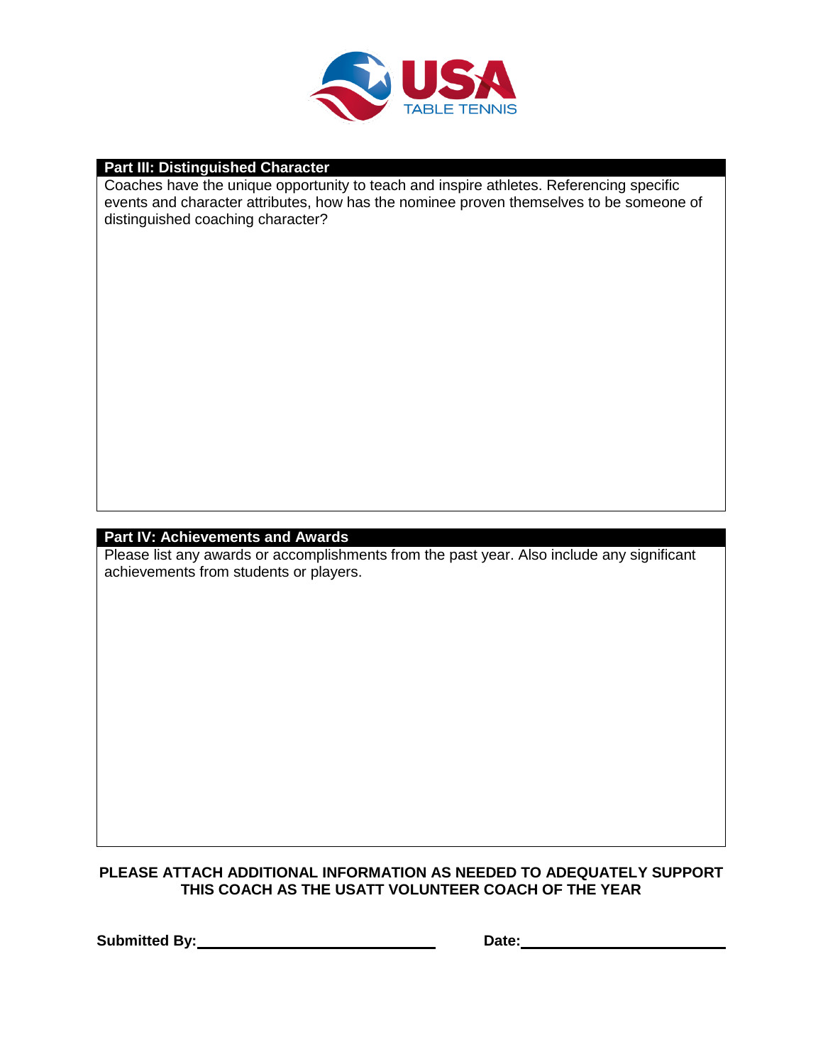## Part III: Distinguished Character

Coaches have the unique opportunity to teach and inspire athletes. Referencing specific events and character attributes, how has the nominee proven themselves to be someone of distinguished coaching character?

## Part IV: Achievements and Awards

Please list any awards or accomplishments from the past year. Also include any significant achievements from students or players.

**PLEASE ATTACH ADDITIONAL INFORMATION AS NEEDED TO ADEQUATELY SUPPORT THIS COACH AS THE USATT VOLUNTEER COACH OF THE YEAR**

**Submitted By:** ______________________________ **Date:** ______________________________